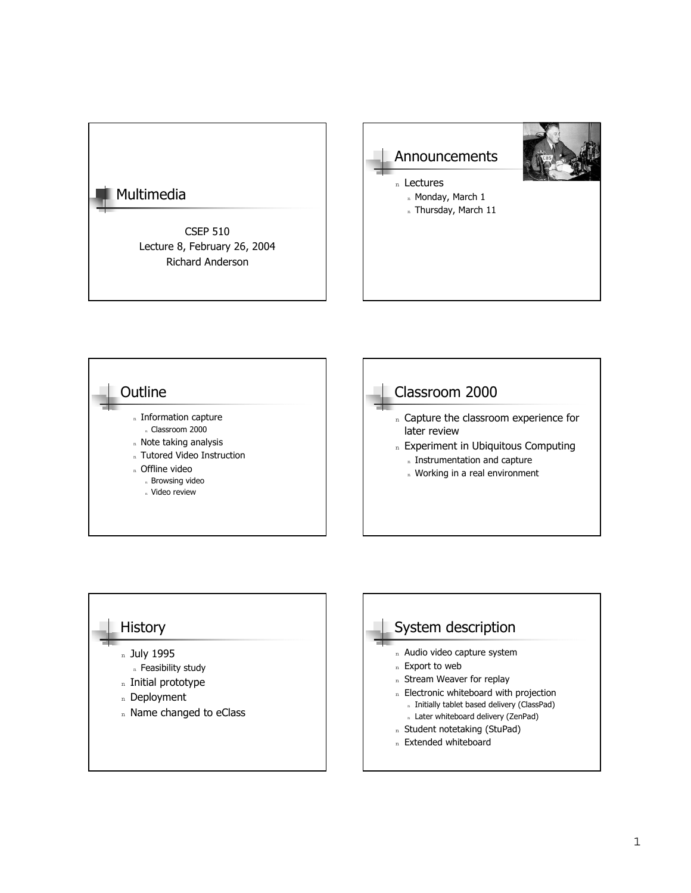# Multimedia

CSEP 510
Lecture 8, February 26, 2004
Richard Anderson

## Announcements

- Lectures
  - Monday, March 1
  - Thursday, March 11

## Outline

- Information capture
  - Classroom 2000
- Note taking analysis
- Tutored Video Instruction
- Offline video
  - Browsing video
  - Video review

## Classroom 2000

- Capture the classroom experience for later review
- Experiment in Ubiquitous Computing
  - Instrumentation and capture
  - Working in a real environment

## History

- July 1995
  - Feasibility study
- Initial prototype
- Deployment
- Name changed to eClass

## System description

- Audio video capture system
- Export to web
- Stream Weaver for replay
- Electronic whiteboard with projection
  - Initially tablet based delivery (ClassPad)
  - Later whiteboard delivery (ZenPad)
- Student notetaking (StuPad)
- Extended whiteboard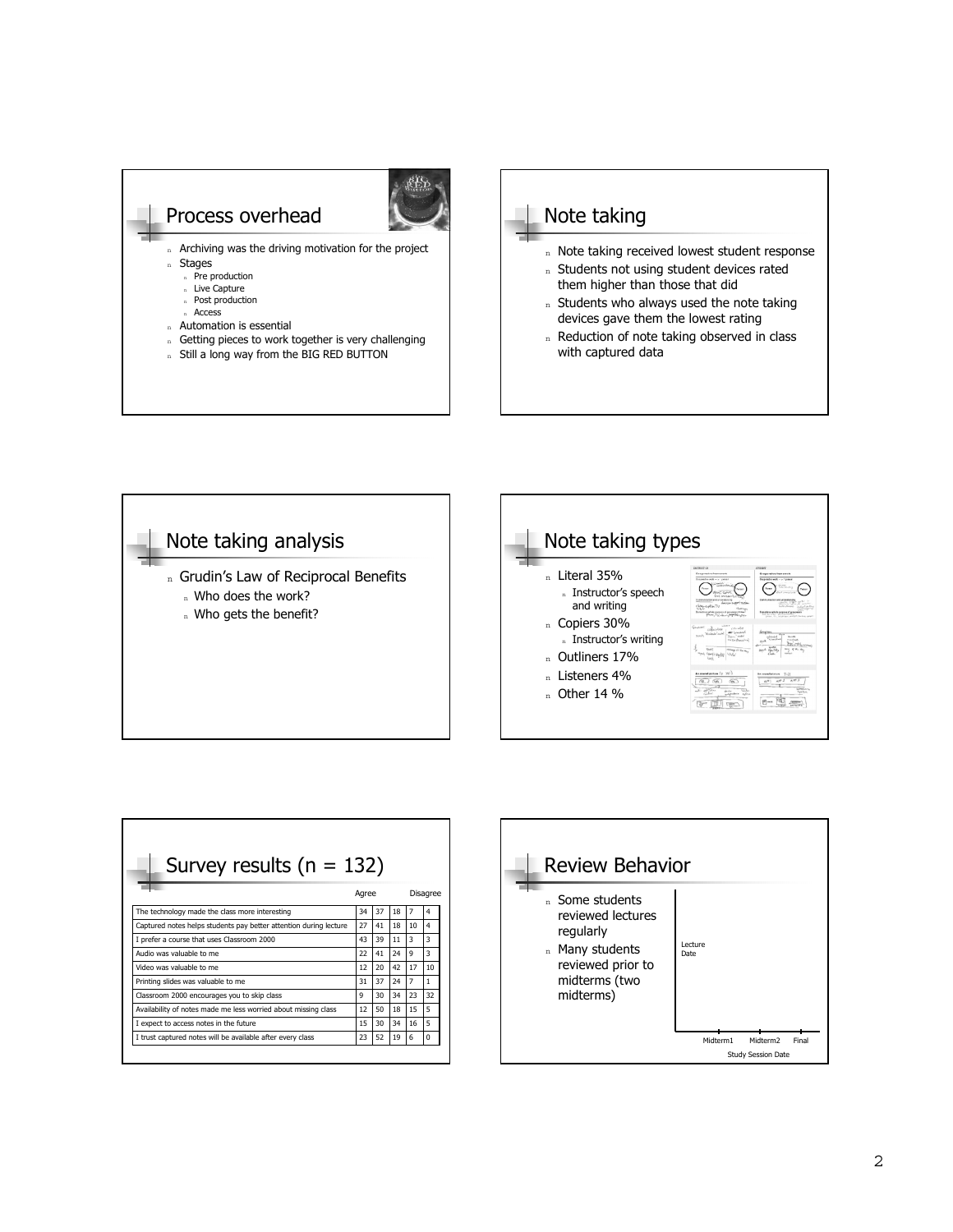## Process overhead

- Archiving was the driving motivation for the project
- Stages
  - Pre production
  - Live Capture
  - Post production
  - Access
- Automation is essential
- Getting pieces to work together is very challenging
- Still a long way from the BIG RED BUTTON

## Note taking

- Note taking received lowest student response
- Students not using student devices rated them higher than those that did
- Students who always used the note taking devices gave them the lowest rating
- Reduction of note taking observed in class with captured data

## Note taking analysis

- Grudin's Law of Reciprocal Benefits
  - Who does the work?
  - Who gets the benefit?

## Note taking types

- Literal 35%
  - Instructor's speech and writing
- Copiers 30%
  - Instructor's writing
- Outliners 17%
- Listeners 4%
- Other 14 %

## Survey results (n = 132)

| | Agree | | | | Disagree |
|---|---|---|---|---|---|
| The technology made the class more interesting | 34 | 37 | 18 | 7 | 4 |
| Captured notes helps students pay better attention during lecture | 27 | 41 | 18 | 10 | 4 |
| I prefer a course that uses Classroom 2000 | 43 | 39 | 11 | 3 | 3 |
| Audio was valuable to me | 22 | 41 | 24 | 9 | 3 |
| Video was valuable to me | 12 | 20 | 42 | 17 | 10 |
| Printing slides was valuable to me | 31 | 37 | 24 | 7 | 1 |
| Classroom 2000 encourages you to skip class | 9 | 30 | 34 | 23 | 32 |
| Availability of notes made me less worried about missing class | 12 | 50 | 18 | 15 | 5 |
| I expect to access notes in the future | 15 | 30 | 34 | 16 | 5 |
| I trust captured notes will be available after every class | 23 | 52 | 19 | 6 | 0 |

## Review Behavior

- Some students reviewed lectures regularly
- Many students reviewed prior to midterms (two midterms)

Lecture Date

Midterm1 Midterm2 Final

Study Session Date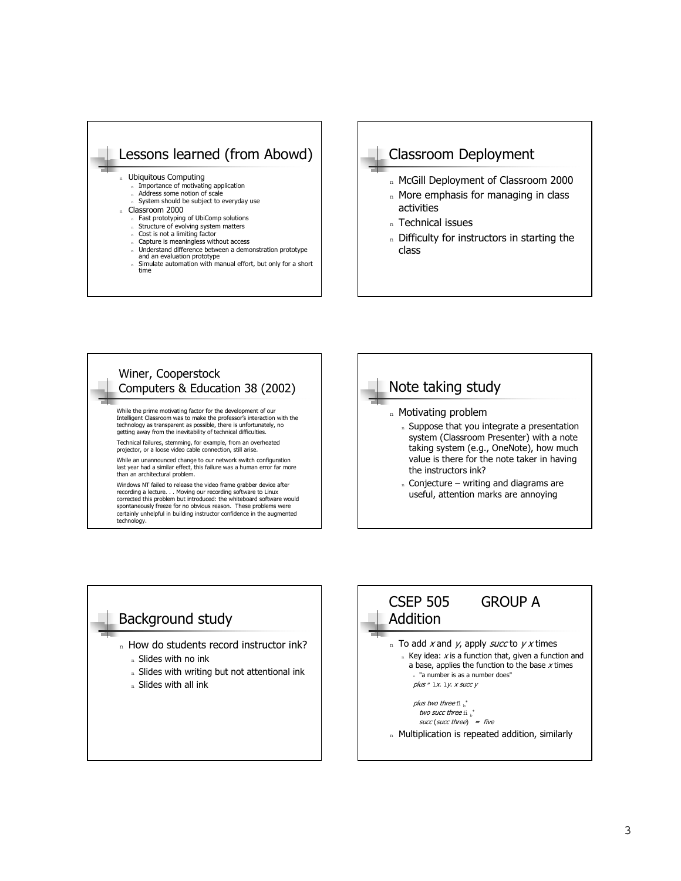## Lessons learned (from Abowd)

- Ubiquitous Computing
  - Importance of motivating application
  - Address some notion of scale
  - System should be subject to everyday use
- Classroom 2000
  - Fast prototyping of UbiComp solutions
  - Structure of evolving system matters
  - Cost is not a limiting factor
  - Capture is meaningless without access
  - Understand difference between a demonstration prototype and an evaluation prototype
  - Simulate automation with manual effort, but only for a short time

## Classroom Deployment

- McGill Deployment of Classroom 2000
- More emphasis for managing in class activities
- Technical issues
- Difficulty for instructors in starting the class

## Winer, Cooperstock Computers & Education 38 (2002)

While the prime motivating factor for the development of our Intelligent Classroom was to make the professor's interaction with the technology as transparent as possible, there is unfortunately, no getting away from the inevitability of technical difficulties.

Technical failures, stemming, for example, from an overheated projector, or a loose video cable connection, still arise.

While an unannounced change to our network switch configuration last year had a similar effect, this failure was a human error far more than an architectural problem.

Windows NT failed to release the video frame grabber device after recording a lecture. . . Moving our recording software to Linux corrected this problem but introduced: the whiteboard software would spontaneously freeze for no obvious reason. These problems were certainly unhelpful in building instructor confidence in the augmented technology.

## Note taking study

- Motivating problem
  - Suppose that you integrate a presentation system (Classroom Presenter) with a note taking system (e.g., OneNote), how much value is there for the note taker in having the instructors ink?
  - Conjecture – writing and diagrams are useful, attention marks are annoying

## Background study

- How do students record instructor ink?
  - Slides with no ink
  - Slides with writing but not attentional ink
  - Slides with all ink

## CSEP 505 GROUP A Addition

- To add *x* and *y*, apply *succ* to *y* *x* times
  - Key idea: *x* is a function that, given a function and a base, applies the function to the base *x* times
    - "a number is as a number does"

    $plus \equiv \lambda x.\ \lambda y.\ x\ succ\ y$

    $plus\ two\ three \to^*$
    $two\ succ\ three \to^*$
    $succ\ (succ\ three) = five$
- Multiplication is repeated addition, similarly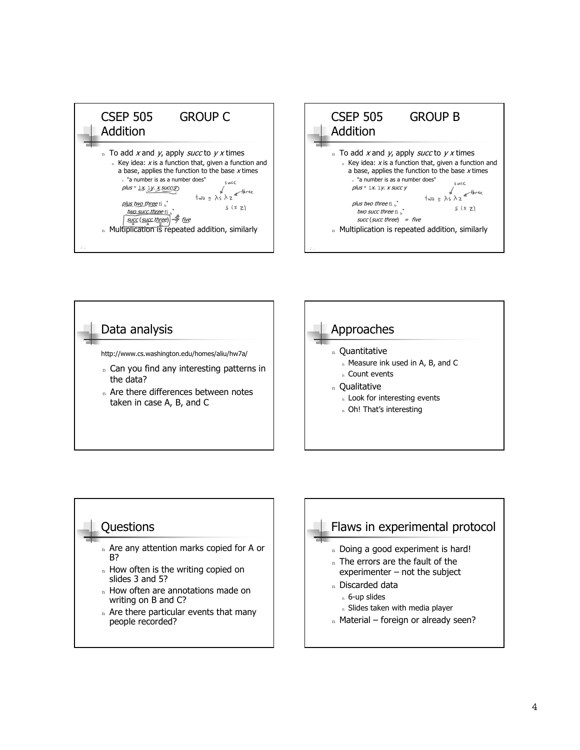## CSEP 505 GROUP C
## Addition

- To add $x$ and $y$, apply *succ* to $y$ $x$ times
  - Key idea: $x$ is a function that, given a function and a base, applies the function to the base $x$ times
    - "a number is as a number does"
    - *plus* " $\lambda x. \lambda y.\ x\ succ\ y$
    - *plus two three* fi$_b^*$
    - *two succ three* fi$_b^*$
    - *succ* (*succ three*) fi$_b^*$ *five*
- Multiplication is repeated addition, similarly

two ≡ λs λz s (s z)

## CSEP 505 GROUP B
## Addition

- To add $x$ and $y$, apply *succ* to $y$ $x$ times
  - Key idea: $x$ is a function that, given a function and a base, applies the function to the base $x$ times
    - "a number is as a number does"
    - *plus* " $\lambda x. \lambda y.\ x\ succ\ y$
    - *plus two three* fi$_b^*$
    - *two succ three* fi$_b^*$
    - *succ* (*succ three*) = *five*
- Multiplication is repeated addition, similarly

two ≡ λs λz s (s z)

## Data analysis

http://www.cs.washington.edu/homes/aliu/hw7a/

- Can you find any interesting patterns in the data?
- Are there differences between notes taken in case A, B, and C

## Approaches

- Quantitative
  - Measure ink used in A, B, and C
  - Count events
- Qualitative
  - Look for interesting events
  - Oh! That's interesting

## Questions

- Are any attention marks copied for A or B?
- How often is the writing copied on slides 3 and 5?
- How often are annotations made on writing on B and C?
- Are there particular events that many people recorded?

## Flaws in experimental protocol

- Doing a good experiment is hard!
- The errors are the fault of the experimenter – not the subject
- Discarded data
  - 6-up slides
  - Slides taken with media player
- Material – foreign or already seen?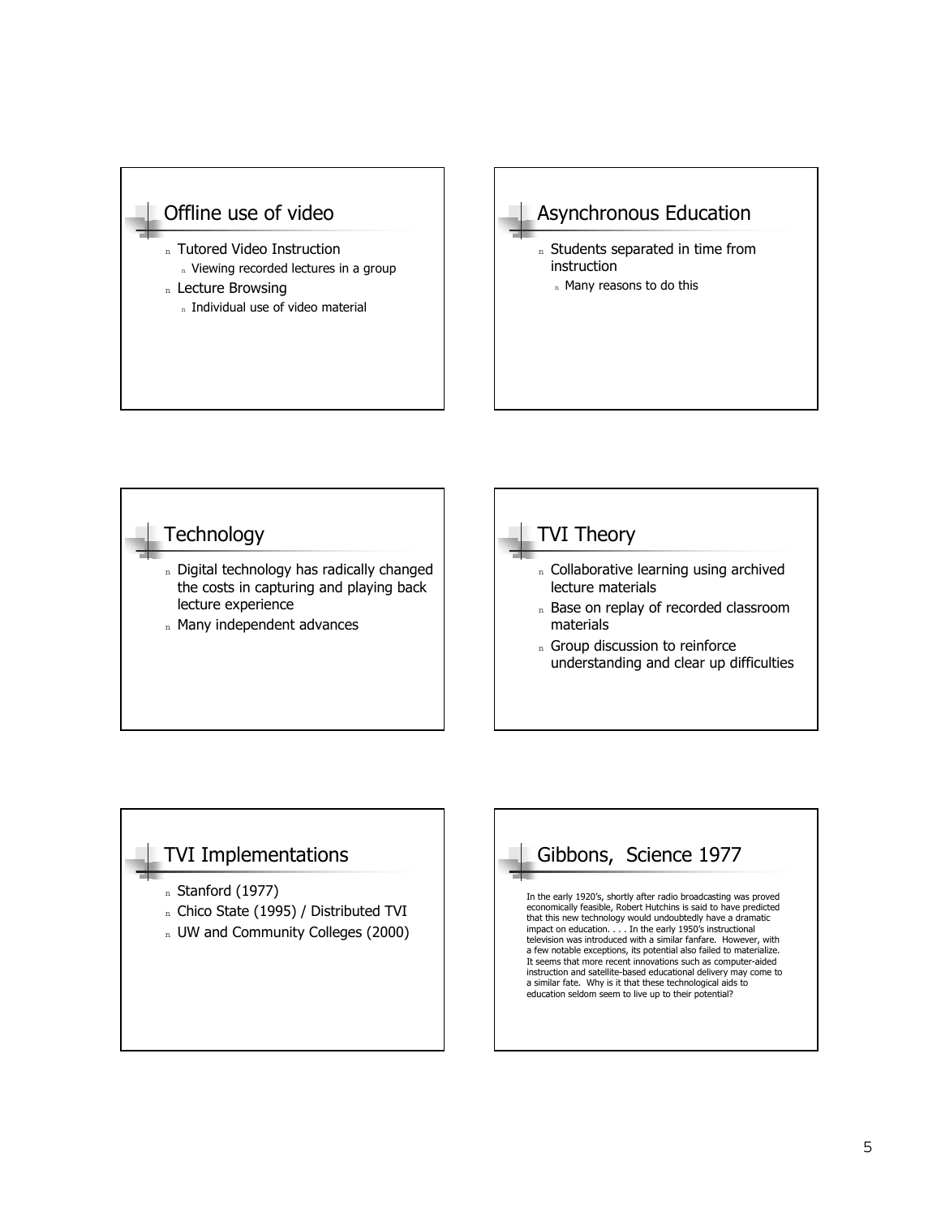## Offline use of video

- Tutored Video Instruction
  - Viewing recorded lectures in a group
- Lecture Browsing
  - Individual use of video material

## Asynchronous Education

- Students separated in time from instruction
  - Many reasons to do this

## Technology

- Digital technology has radically changed the costs in capturing and playing back lecture experience
- Many independent advances

## TVI Theory

- Collaborative learning using archived lecture materials
- Base on replay of recorded classroom materials
- Group discussion to reinforce understanding and clear up difficulties

## TVI Implementations

- Stanford (1977)
- Chico State (1995) / Distributed TVI
- UW and Community Colleges (2000)

## Gibbons, Science 1977

In the early 1920's, shortly after radio broadcasting was proved economically feasible, Robert Hutchins is said to have predicted that this new technology would undoubtedly have a dramatic impact on education. . . . In the early 1950's instructional television was introduced with a similar fanfare. However, with a few notable exceptions, its potential also failed to materialize. It seems that more recent innovations such as computer-aided instruction and satellite-based educational delivery may come to a similar fate. Why is it that these technological aids to education seldom seem to live up to their potential?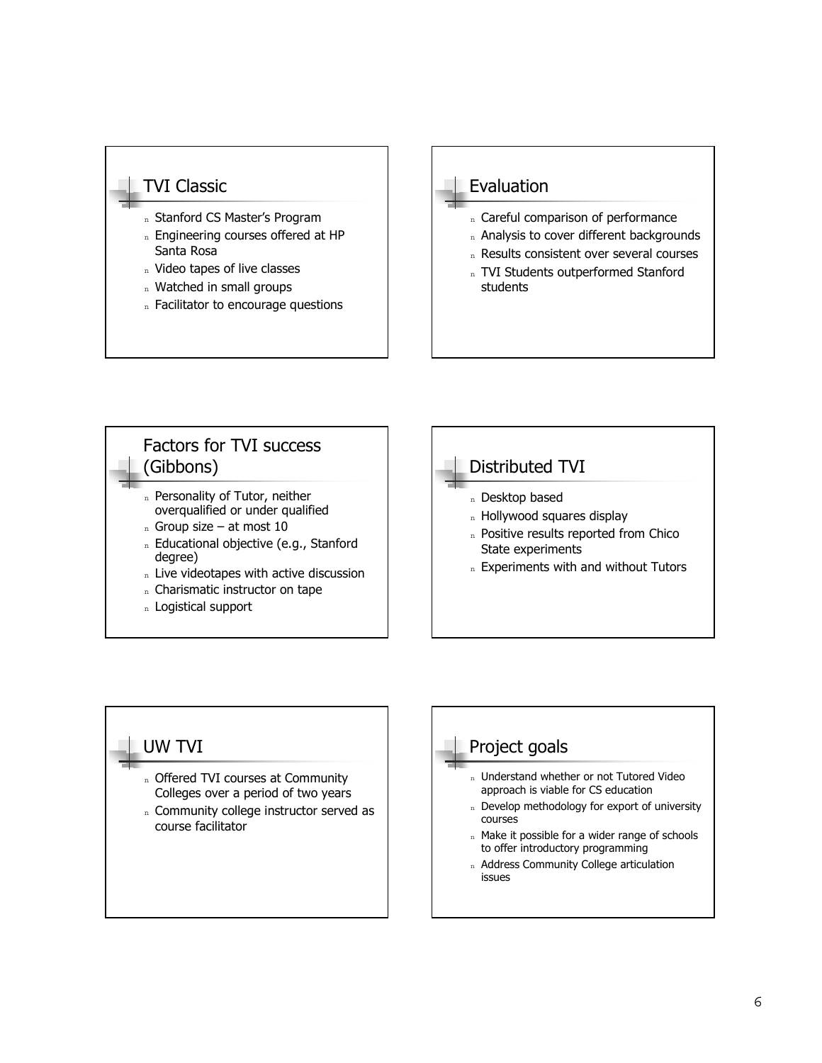## TVI Classic

- Stanford CS Master's Program
- Engineering courses offered at HP Santa Rosa
- Video tapes of live classes
- Watched in small groups
- Facilitator to encourage questions

## Evaluation

- Careful comparison of performance
- Analysis to cover different backgrounds
- Results consistent over several courses
- TVI Students outperformed Stanford students

## Factors for TVI success (Gibbons)

- Personality of Tutor, neither overqualified or under qualified
- Group size – at most 10
- Educational objective (e.g., Stanford degree)
- Live videotapes with active discussion
- Charismatic instructor on tape
- Logistical support

## Distributed TVI

- Desktop based
- Hollywood squares display
- Positive results reported from Chico State experiments
- Experiments with and without Tutors

## UW TVI

- Offered TVI courses at Community Colleges over a period of two years
- Community college instructor served as course facilitator

## Project goals

- Understand whether or not Tutored Video approach is viable for CS education
- Develop methodology for export of university courses
- Make it possible for a wider range of schools to offer introductory programming
- Address Community College articulation issues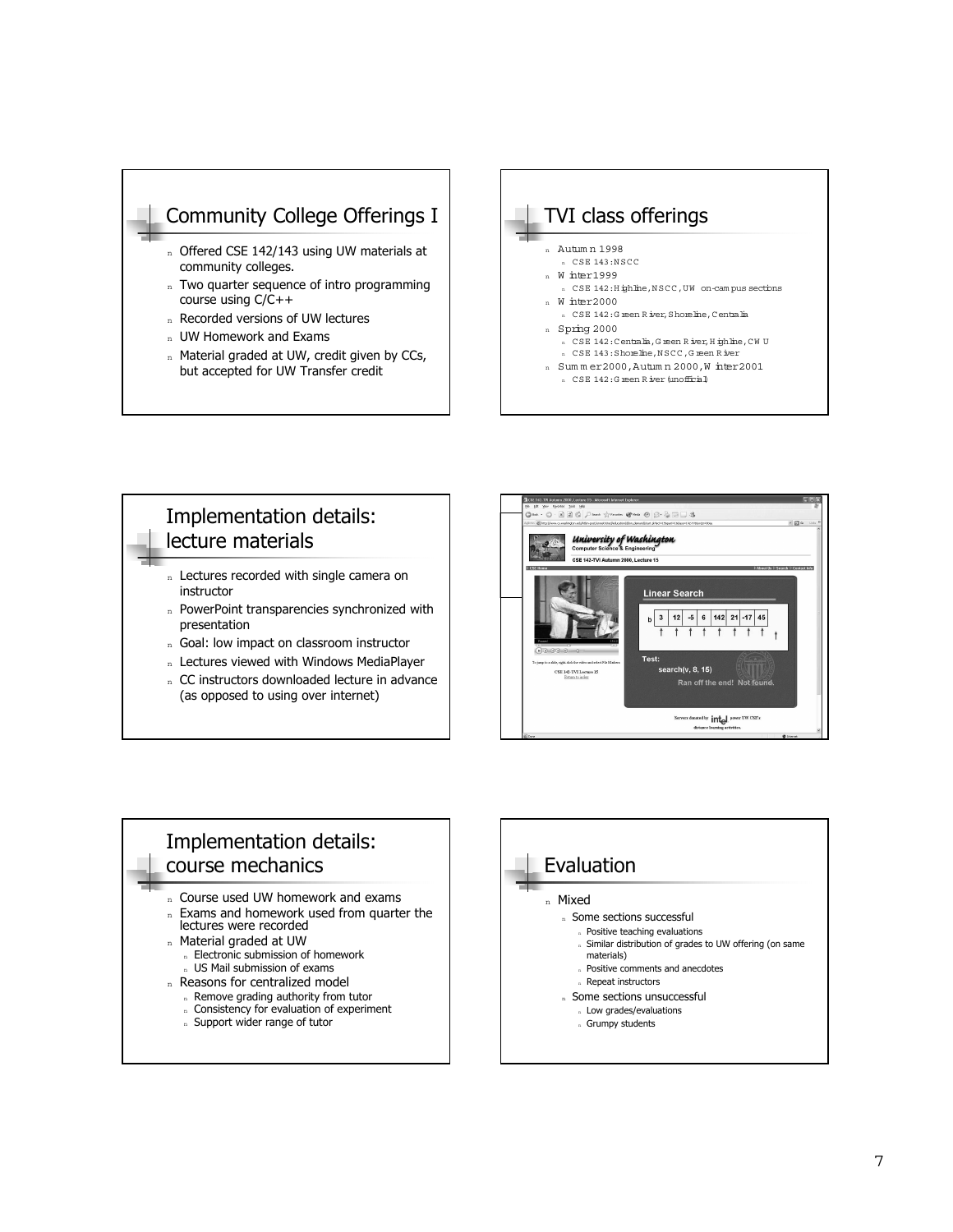## Community College Offerings I

- Offered CSE 142/143 using UW materials at community colleges.
- Two quarter sequence of intro programming course using C/C++
- Recorded versions of UW lectures
- UW Homework and Exams
- Material graded at UW, credit given by CCs, but accepted for UW Transfer credit

## TVI class offerings

- Autumn 1998
  - CSE 143: NSCC
- Winter 1999
  - CSE 142: Highline, NSCC, UW on-campus sections
- Winter 2000
  - CSE 142: Green River, Shoreline, Centralia
- Spring 2000
  - CSE 142: Centralia, Green River, Highline, CWU
  - CSE 143: Shoreline, NSCC, Green River
- Summer 2000, Autumn 2000, Winter 2001
  - CSE 142: Green River (unofficial)

## Implementation details: lecture materials

- Lectures recorded with single camera on instructor
- PowerPoint transparencies synchronized with presentation
- Goal: low impact on classroom instructor
- Lectures viewed with Windows MediaPlayer
- CC instructors downloaded lecture in advance (as opposed to using over internet)

## Implementation details: course mechanics

- Course used UW homework and exams
- Exams and homework used from quarter the lectures were recorded
- Material graded at UW
  - Electronic submission of homework
  - US Mail submission of exams
- Reasons for centralized model
  - Remove grading authority from tutor
  - Consistency for evaluation of experiment
  - Support wider range of tutor

## Evaluation

- Mixed
  - Some sections successful
    - Positive teaching evaluations
    - Similar distribution of grades to UW offering (on same materials)
    - Positive comments and anecdotes
    - Repeat instructors
  - Some sections unsuccessful
    - Low grades/evaluations
    - Grumpy students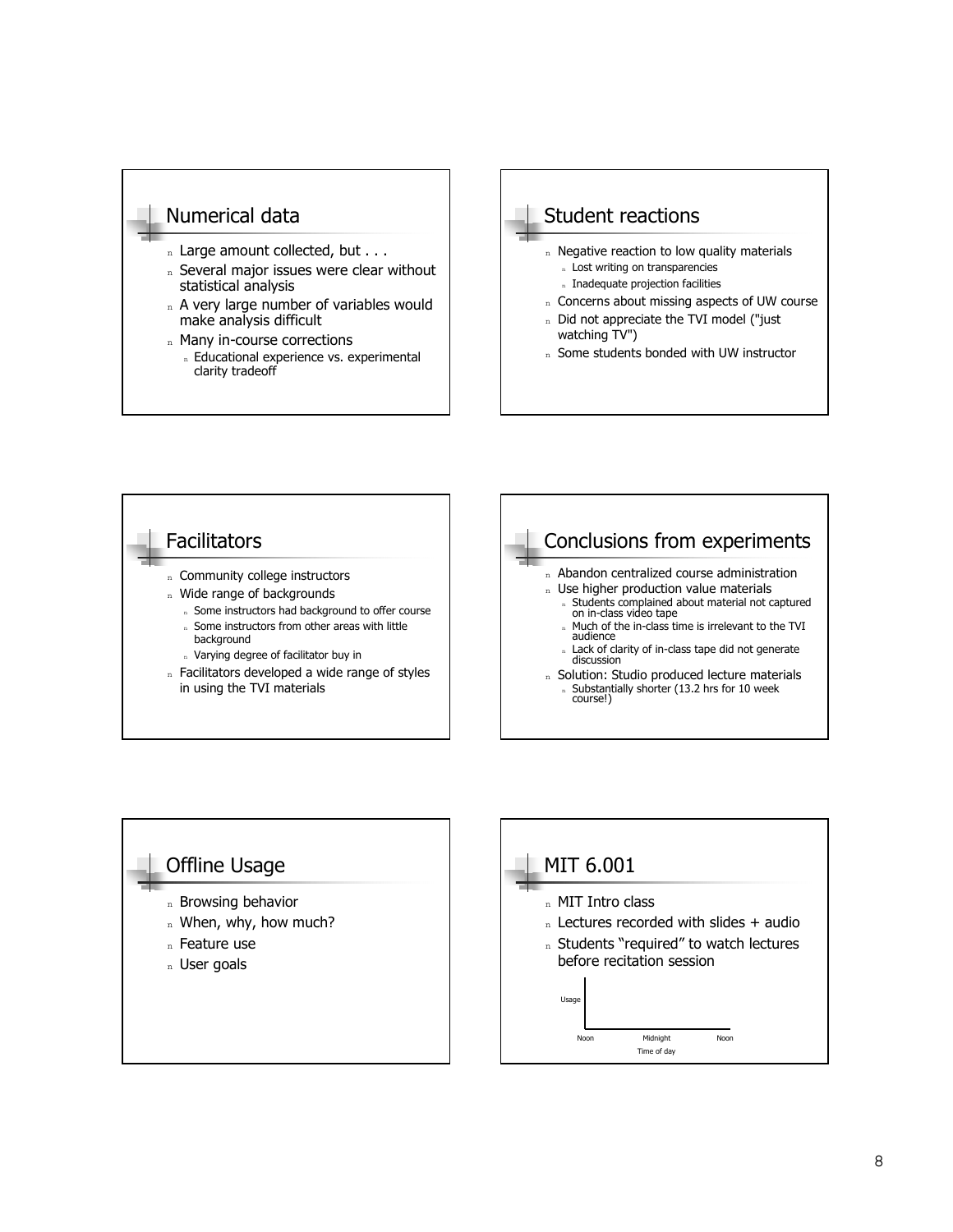## Numerical data

- Large amount collected, but . . .
- Several major issues were clear without statistical analysis
- A very large number of variables would make analysis difficult
- Many in-course corrections
  - Educational experience vs. experimental clarity tradeoff

## Student reactions

- Negative reaction to low quality materials
  - Lost writing on transparencies
  - Inadequate projection facilities
- Concerns about missing aspects of UW course
- Did not appreciate the TVI model ("just watching TV")
- Some students bonded with UW instructor

## Facilitators

- Community college instructors
- Wide range of backgrounds
  - Some instructors had background to offer course
  - Some instructors from other areas with little background
  - Varying degree of facilitator buy in
- Facilitators developed a wide range of styles in using the TVI materials

## Conclusions from experiments

- Abandon centralized course administration
- Use higher production value materials
  - Students complained about material not captured on in-class video tape
  - Much of the in-class time is irrelevant to the TVI audience
  - Lack of clarity of in-class tape did not generate discussion
- Solution: Studio produced lecture materials
  - Substantially shorter (13.2 hrs for 10 week course!)

## Offline Usage

- Browsing behavior
- When, why, how much?
- Feature use
- User goals

## MIT 6.001

- MIT Intro class
- Lectures recorded with slides + audio
- Students "required" to watch lectures before recitation session

Usage

Noon Midnight Noon

Time of day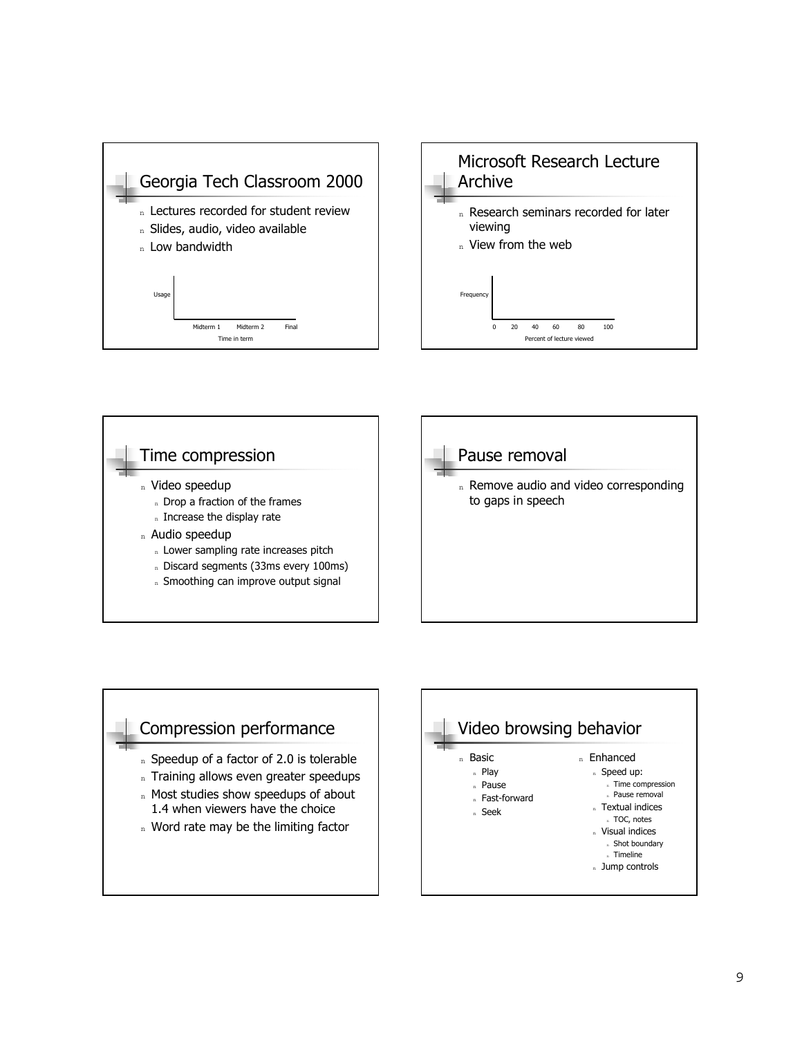## Georgia Tech Classroom 2000

- Lectures recorded for student review
- Slides, audio, video available
- Low bandwidth

Usage

Midterm 1 Midterm 2 Final

Time in term

## Microsoft Research Lecture Archive

- Research seminars recorded for later viewing
- View from the web

Frequency

0 20 40 60 80 100

Percent of lecture viewed

## Time compression

- Video speedup
  - Drop a fraction of the frames
  - Increase the display rate
- Audio speedup
  - Lower sampling rate increases pitch
  - Discard segments (33ms every 100ms)
  - Smoothing can improve output signal

## Pause removal

- Remove audio and video corresponding to gaps in speech

## Compression performance

- Speedup of a factor of 2.0 is tolerable
- Training allows even greater speedups
- Most studies show speedups of about 1.4 when viewers have the choice
- Word rate may be the limiting factor

## Video browsing behavior

- Basic
  - Play
  - Pause
  - Fast-forward
  - Seek
- Enhanced
  - Speed up:
    - Time compression
    - Pause removal
  - Textual indices
    - TOC, notes
  - Visual indices
    - Shot boundary
    - Timeline
  - Jump controls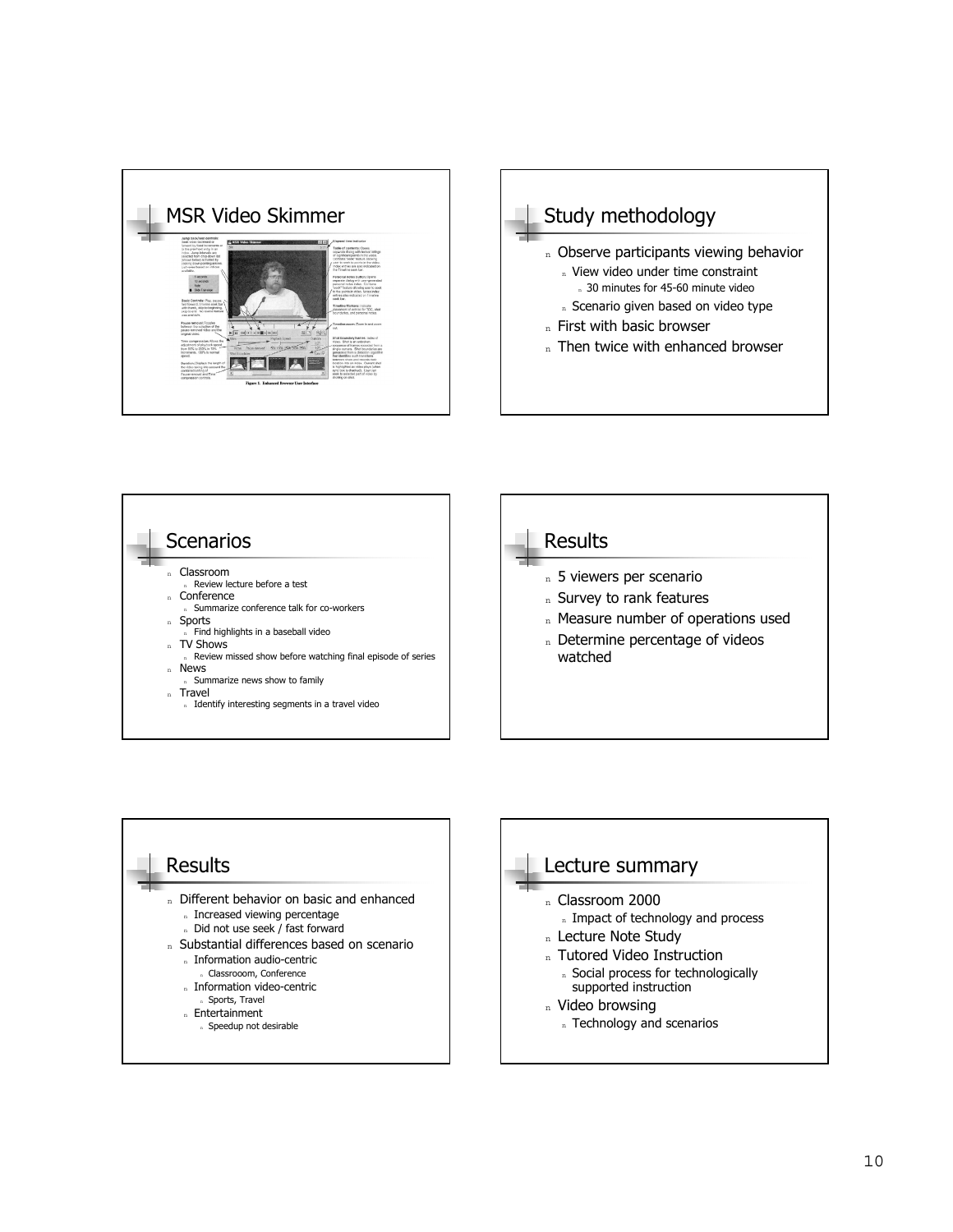## MSR Video Skimmer

Figure 1. Enhanced Browser User Interface

## Study methodology

- Observe participants viewing behavior
  - View video under time constraint
    - 30 minutes for 45-60 minute video
  - Scenario given based on video type
- First with basic browser
- Then twice with enhanced browser

## Scenarios

- Classroom
  - Review lecture before a test
- Conference
  - Summarize conference talk for co-workers
- Sports
  - Find highlights in a baseball video
- TV Shows
  - Review missed show before watching final episode of series
- News
  - Summarize news show to family
- Travel
  - Identify interesting segments in a travel video

## Results

- 5 viewers per scenario
- Survey to rank features
- Measure number of operations used
- Determine percentage of videos watched

## Results

- Different behavior on basic and enhanced
  - Increased viewing percentage
  - Did not use seek / fast forward
- Substantial differences based on scenario
  - Information audio-centric
    - Classrooom, Conference
  - Information video-centric
    - Sports, Travel
  - Entertainment
    - Speedup not desirable

## Lecture summary

- Classroom 2000
  - Impact of technology and process
- Lecture Note Study
- Tutored Video Instruction
  - Social process for technologically supported instruction
- Video browsing
  - Technology and scenarios